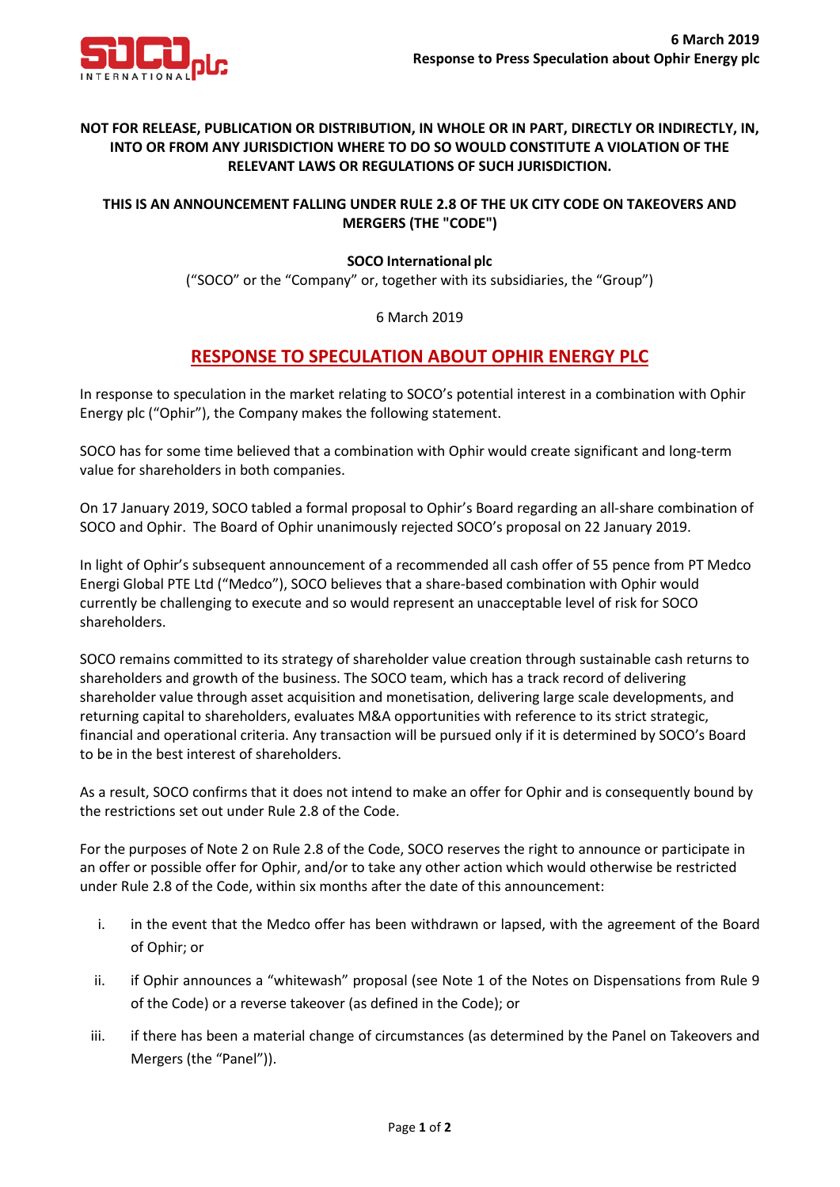**6 March 2019**
**Response to Press Speculation about Ophir Energy plc**

**NOT FOR RELEASE, PUBLICATION OR DISTRIBUTION, IN WHOLE OR IN PART, DIRECTLY OR INDIRECTLY, IN, INTO OR FROM ANY JURISDICTION WHERE TO DO SO WOULD CONSTITUTE A VIOLATION OF THE RELEVANT LAWS OR REGULATIONS OF SUCH JURISDICTION.**

**THIS IS AN ANNOUNCEMENT FALLING UNDER RULE 2.8 OF THE UK CITY CODE ON TAKEOVERS AND MERGERS (THE "CODE")**

**SOCO International plc**

("SOCO" or the "Company" or, together with its subsidiaries, the "Group")

6 March 2019

# RESPONSE TO SPECULATION ABOUT OPHIR ENERGY PLC

In response to speculation in the market relating to SOCO's potential interest in a combination with Ophir Energy plc ("Ophir"), the Company makes the following statement.

SOCO has for some time believed that a combination with Ophir would create significant and long-term value for shareholders in both companies.

On 17 January 2019, SOCO tabled a formal proposal to Ophir's Board regarding an all-share combination of SOCO and Ophir. The Board of Ophir unanimously rejected SOCO's proposal on 22 January 2019.

In light of Ophir's subsequent announcement of a recommended all cash offer of 55 pence from PT Medco Energi Global PTE Ltd ("Medco"), SOCO believes that a share-based combination with Ophir would currently be challenging to execute and so would represent an unacceptable level of risk for SOCO shareholders.

SOCO remains committed to its strategy of shareholder value creation through sustainable cash returns to shareholders and growth of the business. The SOCO team, which has a track record of delivering shareholder value through asset acquisition and monetisation, delivering large scale developments, and returning capital to shareholders, evaluates M&A opportunities with reference to its strict strategic, financial and operational criteria. Any transaction will be pursued only if it is determined by SOCO's Board to be in the best interest of shareholders.

As a result, SOCO confirms that it does not intend to make an offer for Ophir and is consequently bound by the restrictions set out under Rule 2.8 of the Code.

For the purposes of Note 2 on Rule 2.8 of the Code, SOCO reserves the right to announce or participate in an offer or possible offer for Ophir, and/or to take any other action which would otherwise be restricted under Rule 2.8 of the Code, within six months after the date of this announcement:

i. in the event that the Medco offer has been withdrawn or lapsed, with the agreement of the Board of Ophir; or

ii. if Ophir announces a "whitewash" proposal (see Note 1 of the Notes on Dispensations from Rule 9 of the Code) or a reverse takeover (as defined in the Code); or

iii. if there has been a material change of circumstances (as determined by the Panel on Takeovers and Mergers (the "Panel")).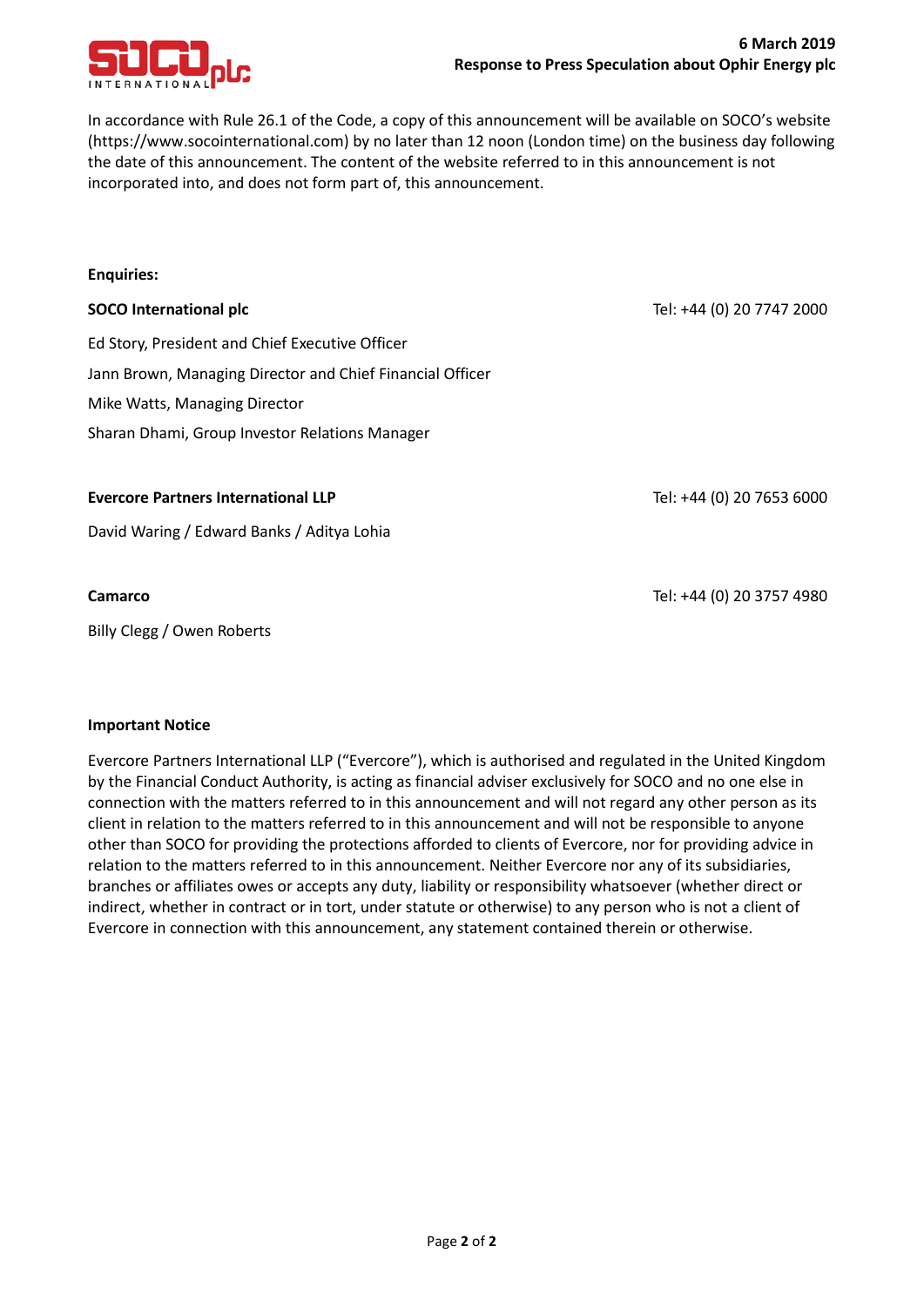In accordance with Rule 26.1 of the Code, a copy of this announcement will be available on SOCO's website (https://www.socointernational.com) by no later than 12 noon (London time) on the business day following the date of this announcement. The content of the website referred to in this announcement is not incorporated into, and does not form part of, this announcement.

**Enquiries:**

**SOCO International plc** Tel: +44 (0) 20 7747 2000

Ed Story, President and Chief Executive Officer

Jann Brown, Managing Director and Chief Financial Officer

Mike Watts, Managing Director

Sharan Dhami, Group Investor Relations Manager

**Evercore Partners International LLP** Tel: +44 (0) 20 7653 6000

David Waring / Edward Banks / Aditya Lohia

**Camarco** Tel: +44 (0) 20 3757 4980

Billy Clegg / Owen Roberts

**Important Notice**

Evercore Partners International LLP ("Evercore"), which is authorised and regulated in the United Kingdom by the Financial Conduct Authority, is acting as financial adviser exclusively for SOCO and no one else in connection with the matters referred to in this announcement and will not regard any other person as its client in relation to the matters referred to in this announcement and will not be responsible to anyone other than SOCO for providing the protections afforded to clients of Evercore, nor for providing advice in relation to the matters referred to in this announcement. Neither Evercore nor any of its subsidiaries, branches or affiliates owes or accepts any duty, liability or responsibility whatsoever (whether direct or indirect, whether in contract or in tort, under statute or otherwise) to any person who is not a client of Evercore in connection with this announcement, any statement contained therein or otherwise.